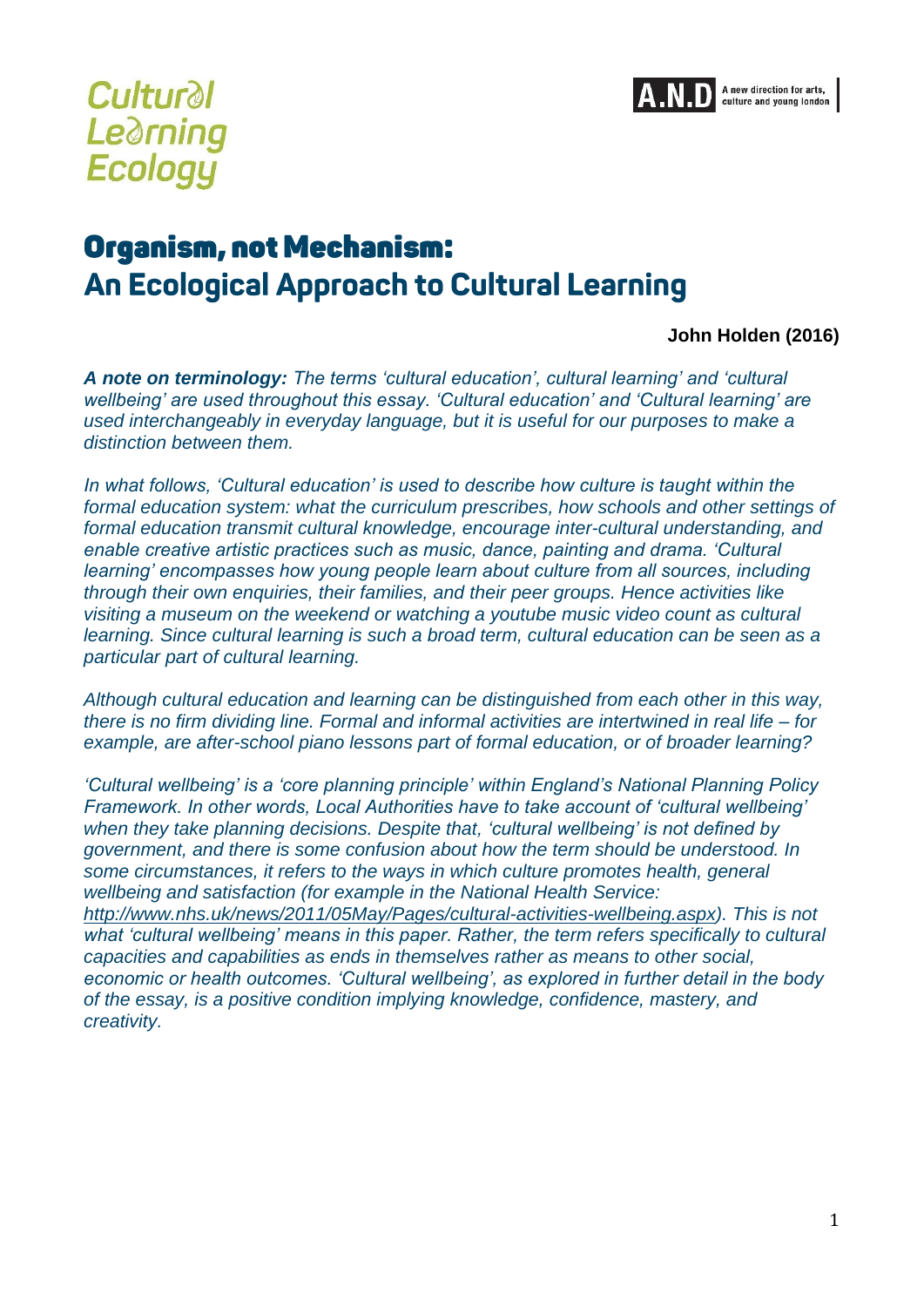Cultural Learning Ecology

A.N.D A new direction for arts, culture and young london

# Organism, not Mechanism: An Ecological Approach to Cultural Learning

**John Holden (2016)**

***A note on terminology:*** *The terms 'cultural education', cultural learning' and 'cultural wellbeing' are used throughout this essay. 'Cultural education' and 'Cultural learning' are used interchangeably in everyday language, but it is useful for our purposes to make a distinction between them.*

*In what follows, 'Cultural education' is used to describe how culture is taught within the formal education system: what the curriculum prescribes, how schools and other settings of formal education transmit cultural knowledge, encourage inter-cultural understanding, and enable creative artistic practices such as music, dance, painting and drama. 'Cultural learning' encompasses how young people learn about culture from all sources, including through their own enquiries, their families, and their peer groups. Hence activities like visiting a museum on the weekend or watching a youtube music video count as cultural learning. Since cultural learning is such a broad term, cultural education can be seen as a particular part of cultural learning.*

*Although cultural education and learning can be distinguished from each other in this way, there is no firm dividing line. Formal and informal activities are intertwined in real life – for example, are after-school piano lessons part of formal education, or of broader learning?*

*'Cultural wellbeing' is a 'core planning principle' within England's National Planning Policy Framework. In other words, Local Authorities have to take account of 'cultural wellbeing' when they take planning decisions. Despite that, 'cultural wellbeing' is not defined by government, and there is some confusion about how the term should be understood. In some circumstances, it refers to the ways in which culture promotes health, general wellbeing and satisfaction (for example in the National Health Service: http://www.nhs.uk/news/2011/05May/Pages/cultural-activities-wellbeing.aspx). This is not what 'cultural wellbeing' means in this paper. Rather, the term refers specifically to cultural capacities and capabilities as ends in themselves rather as means to other social, economic or health outcomes. 'Cultural wellbeing', as explored in further detail in the body of the essay, is a positive condition implying knowledge, confidence, mastery, and creativity.*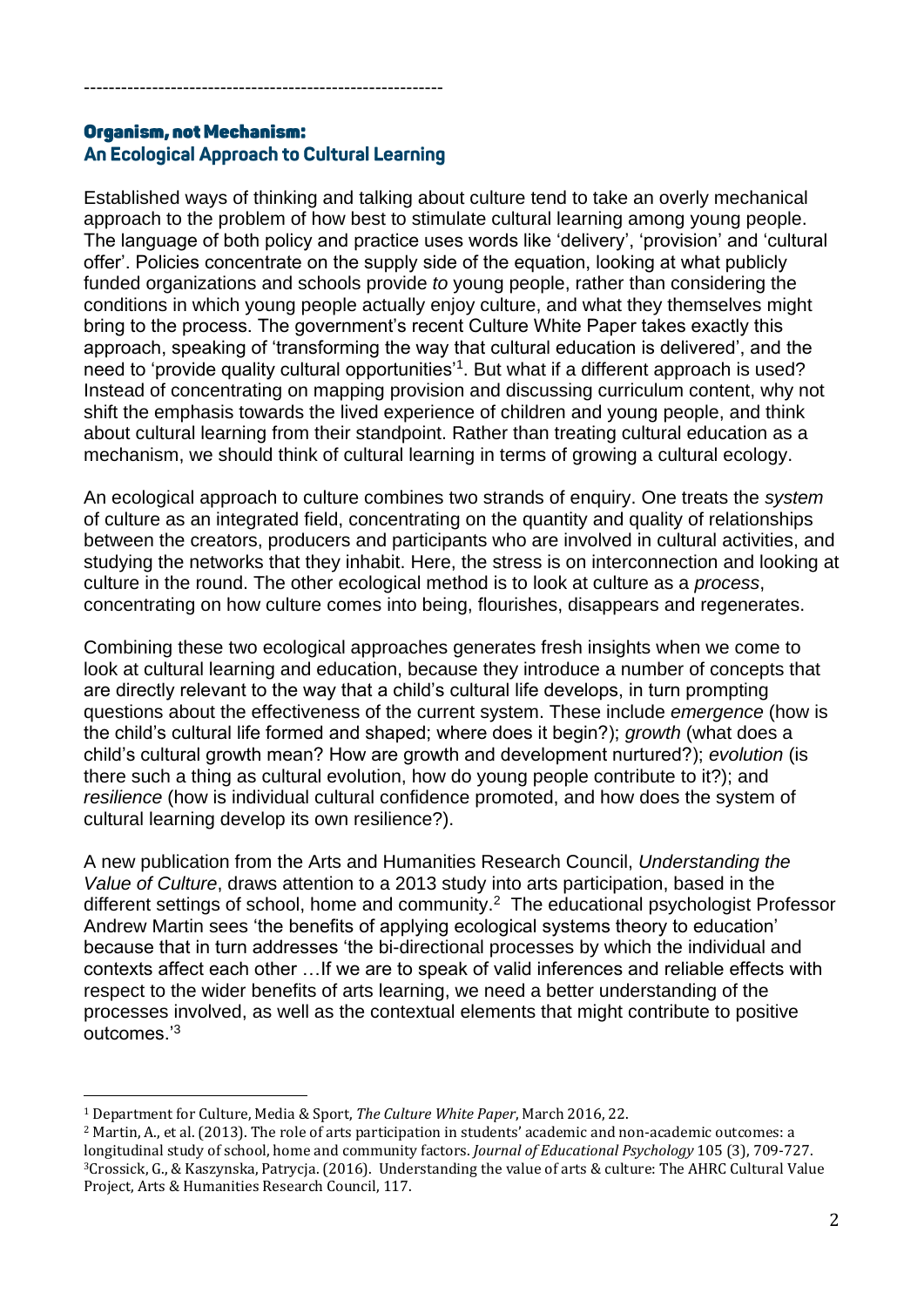----------------------------------------------------------

## Organism, not Mechanism:
## An Ecological Approach to Cultural Learning

Established ways of thinking and talking about culture tend to take an overly mechanical approach to the problem of how best to stimulate cultural learning among young people. The language of both policy and practice uses words like 'delivery', 'provision' and 'cultural offer'. Policies concentrate on the supply side of the equation, looking at what publicly funded organizations and schools provide *to* young people, rather than considering the conditions in which young people actually enjoy culture, and what they themselves might bring to the process. The government's recent Culture White Paper takes exactly this approach, speaking of 'transforming the way that cultural education is delivered', and the need to 'provide quality cultural opportunities'[1]. But what if a different approach is used? Instead of concentrating on mapping provision and discussing curriculum content, why not shift the emphasis towards the lived experience of children and young people, and think about cultural learning from their standpoint. Rather than treating cultural education as a mechanism, we should think of cultural learning in terms of growing a cultural ecology.

An ecological approach to culture combines two strands of enquiry. One treats the *system* of culture as an integrated field, concentrating on the quantity and quality of relationships between the creators, producers and participants who are involved in cultural activities, and studying the networks that they inhabit. Here, the stress is on interconnection and looking at culture in the round. The other ecological method is to look at culture as a *process*, concentrating on how culture comes into being, flourishes, disappears and regenerates.

Combining these two ecological approaches generates fresh insights when we come to look at cultural learning and education, because they introduce a number of concepts that are directly relevant to the way that a child's cultural life develops, in turn prompting questions about the effectiveness of the current system. These include *emergence* (how is the child's cultural life formed and shaped; where does it begin?); *growth* (what does a child's cultural growth mean? How are growth and development nurtured?); *evolution* (is there such a thing as cultural evolution, how do young people contribute to it?); and *resilience* (how is individual cultural confidence promoted, and how does the system of cultural learning develop its own resilience?).

A new publication from the Arts and Humanities Research Council, *Understanding the Value of Culture*, draws attention to a 2013 study into arts participation, based in the different settings of school, home and community.[2] The educational psychologist Professor Andrew Martin sees 'the benefits of applying ecological systems theory to education' because that in turn addresses 'the bi-directional processes by which the individual and contexts affect each other …If we are to speak of valid inferences and reliable effects with respect to the wider benefits of arts learning, we need a better understanding of the processes involved, as well as the contextual elements that might contribute to positive outcomes.'[3]

---

[1] Department for Culture, Media & Sport, *The Culture White Paper*, March 2016, 22.

[2] Martin, A., et al. (2013). The role of arts participation in students' academic and non-academic outcomes: a longitudinal study of school, home and community factors. *Journal of Educational Psychology* 105 (3), 709-727.

[3] Crossick, G., & Kaszynska, Patrycja. (2016). Understanding the value of arts & culture: The AHRC Cultural Value Project, Arts & Humanities Research Council, 117.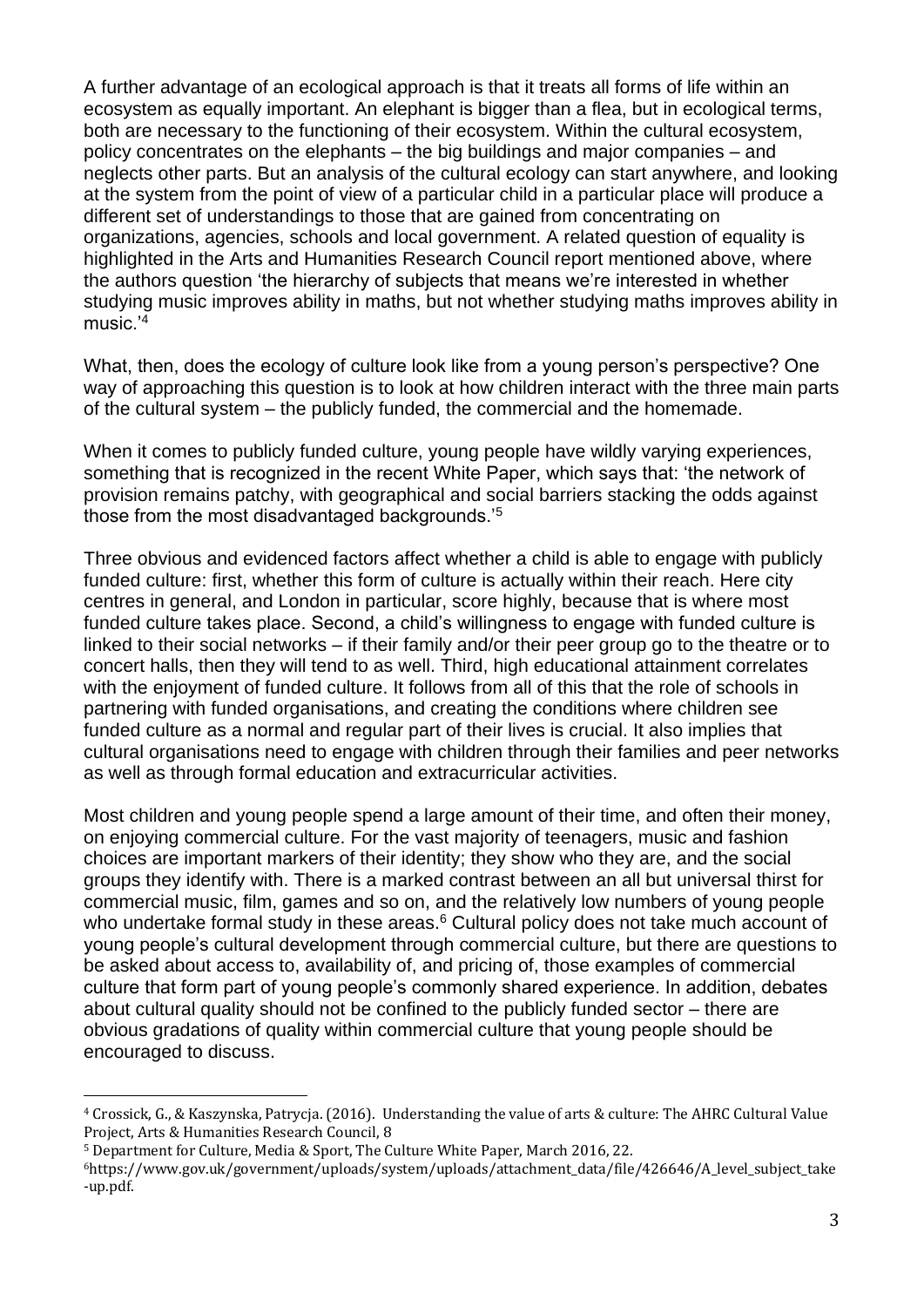A further advantage of an ecological approach is that it treats all forms of life within an ecosystem as equally important. An elephant is bigger than a flea, but in ecological terms, both are necessary to the functioning of their ecosystem. Within the cultural ecosystem, policy concentrates on the elephants – the big buildings and major companies – and neglects other parts. But an analysis of the cultural ecology can start anywhere, and looking at the system from the point of view of a particular child in a particular place will produce a different set of understandings to those that are gained from concentrating on organizations, agencies, schools and local government. A related question of equality is highlighted in the Arts and Humanities Research Council report mentioned above, where the authors question 'the hierarchy of subjects that means we're interested in whether studying music improves ability in maths, but not whether studying maths improves ability in music.'[4]

What, then, does the ecology of culture look like from a young person's perspective? One way of approaching this question is to look at how children interact with the three main parts of the cultural system – the publicly funded, the commercial and the homemade.

When it comes to publicly funded culture, young people have wildly varying experiences, something that is recognized in the recent White Paper, which says that: 'the network of provision remains patchy, with geographical and social barriers stacking the odds against those from the most disadvantaged backgrounds.'[5]

Three obvious and evidenced factors affect whether a child is able to engage with publicly funded culture: first, whether this form of culture is actually within their reach. Here city centres in general, and London in particular, score highly, because that is where most funded culture takes place. Second, a child's willingness to engage with funded culture is linked to their social networks – if their family and/or their peer group go to the theatre or to concert halls, then they will tend to as well. Third, high educational attainment correlates with the enjoyment of funded culture. It follows from all of this that the role of schools in partnering with funded organisations, and creating the conditions where children see funded culture as a normal and regular part of their lives is crucial. It also implies that cultural organisations need to engage with children through their families and peer networks as well as through formal education and extracurricular activities.

Most children and young people spend a large amount of their time, and often their money, on enjoying commercial culture. For the vast majority of teenagers, music and fashion choices are important markers of their identity; they show who they are, and the social groups they identify with. There is a marked contrast between an all but universal thirst for commercial music, film, games and so on, and the relatively low numbers of young people who undertake formal study in these areas.[6] Cultural policy does not take much account of young people's cultural development through commercial culture, but there are questions to be asked about access to, availability of, and pricing of, those examples of commercial culture that form part of young people's commonly shared experience. In addition, debates about cultural quality should not be confined to the publicly funded sector – there are obvious gradations of quality within commercial culture that young people should be encouraged to discuss.

---

[4] Crossick, G., & Kaszynska, Patrycja. (2016). Understanding the value of arts & culture: The AHRC Cultural Value Project, Arts & Humanities Research Council, 8

[5] Department for Culture, Media & Sport, The Culture White Paper, March 2016, 22.

[6] https://www.gov.uk/government/uploads/system/uploads/attachment_data/file/426646/A_level_subject_take-up.pdf.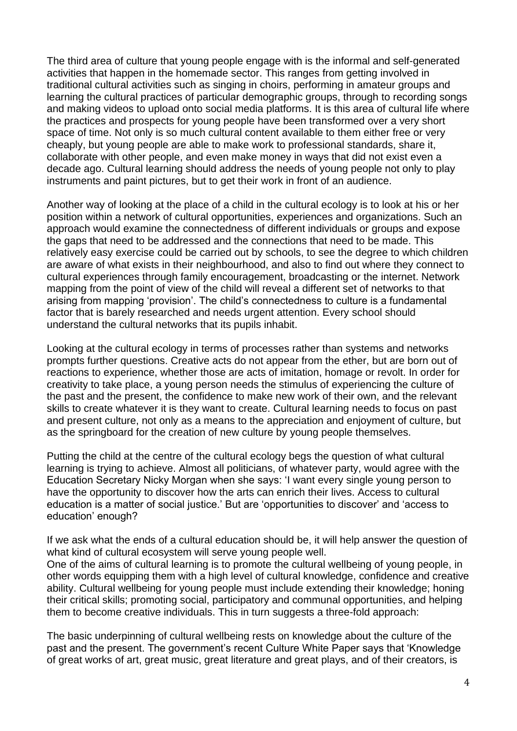The third area of culture that young people engage with is the informal and self-generated activities that happen in the homemade sector. This ranges from getting involved in traditional cultural activities such as singing in choirs, performing in amateur groups and learning the cultural practices of particular demographic groups, through to recording songs and making videos to upload onto social media platforms. It is this area of cultural life where the practices and prospects for young people have been transformed over a very short space of time. Not only is so much cultural content available to them either free or very cheaply, but young people are able to make work to professional standards, share it, collaborate with other people, and even make money in ways that did not exist even a decade ago. Cultural learning should address the needs of young people not only to play instruments and paint pictures, but to get their work in front of an audience.

Another way of looking at the place of a child in the cultural ecology is to look at his or her position within a network of cultural opportunities, experiences and organizations. Such an approach would examine the connectedness of different individuals or groups and expose the gaps that need to be addressed and the connections that need to be made. This relatively easy exercise could be carried out by schools, to see the degree to which children are aware of what exists in their neighbourhood, and also to find out where they connect to cultural experiences through family encouragement, broadcasting or the internet. Network mapping from the point of view of the child will reveal a different set of networks to that arising from mapping 'provision'. The child's connectedness to culture is a fundamental factor that is barely researched and needs urgent attention. Every school should understand the cultural networks that its pupils inhabit.

Looking at the cultural ecology in terms of processes rather than systems and networks prompts further questions. Creative acts do not appear from the ether, but are born out of reactions to experience, whether those are acts of imitation, homage or revolt. In order for creativity to take place, a young person needs the stimulus of experiencing the culture of the past and the present, the confidence to make new work of their own, and the relevant skills to create whatever it is they want to create. Cultural learning needs to focus on past and present culture, not only as a means to the appreciation and enjoyment of culture, but as the springboard for the creation of new culture by young people themselves.

Putting the child at the centre of the cultural ecology begs the question of what cultural learning is trying to achieve. Almost all politicians, of whatever party, would agree with the Education Secretary Nicky Morgan when she says: 'I want every single young person to have the opportunity to discover how the arts can enrich their lives. Access to cultural education is a matter of social justice.' But are 'opportunities to discover' and 'access to education' enough?

If we ask what the ends of a cultural education should be, it will help answer the question of what kind of cultural ecosystem will serve young people well.
One of the aims of cultural learning is to promote the cultural wellbeing of young people, in other words equipping them with a high level of cultural knowledge, confidence and creative ability. Cultural wellbeing for young people must include extending their knowledge; honing their critical skills; promoting social, participatory and communal opportunities, and helping them to become creative individuals. This in turn suggests a three-fold approach:

The basic underpinning of cultural wellbeing rests on knowledge about the culture of the past and the present. The government's recent Culture White Paper says that 'Knowledge of great works of art, great music, great literature and great plays, and of their creators, is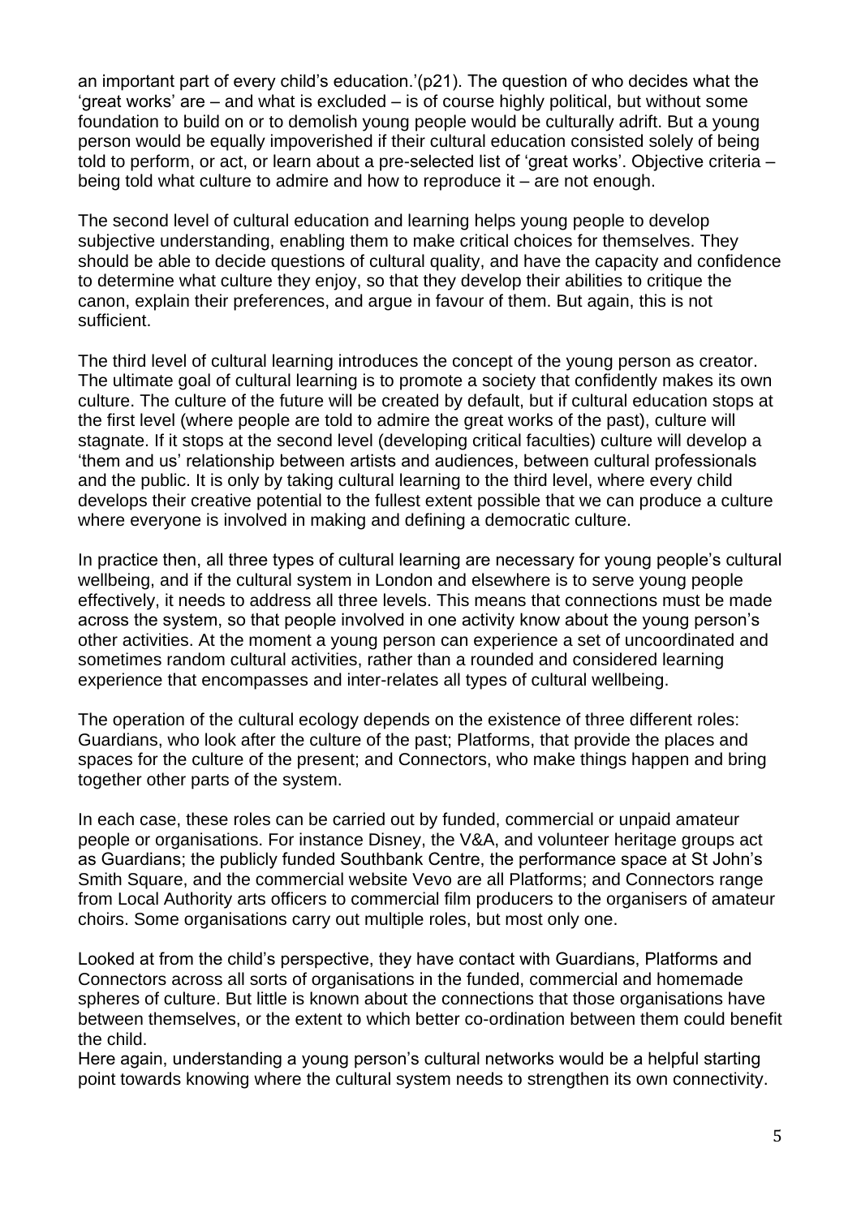an important part of every child's education.'(p21). The question of who decides what the 'great works' are – and what is excluded – is of course highly political, but without some foundation to build on or to demolish young people would be culturally adrift. But a young person would be equally impoverished if their cultural education consisted solely of being told to perform, or act, or learn about a pre-selected list of 'great works'. Objective criteria – being told what culture to admire and how to reproduce it – are not enough.

The second level of cultural education and learning helps young people to develop subjective understanding, enabling them to make critical choices for themselves. They should be able to decide questions of cultural quality, and have the capacity and confidence to determine what culture they enjoy, so that they develop their abilities to critique the canon, explain their preferences, and argue in favour of them. But again, this is not sufficient.

The third level of cultural learning introduces the concept of the young person as creator. The ultimate goal of cultural learning is to promote a society that confidently makes its own culture. The culture of the future will be created by default, but if cultural education stops at the first level (where people are told to admire the great works of the past), culture will stagnate. If it stops at the second level (developing critical faculties) culture will develop a 'them and us' relationship between artists and audiences, between cultural professionals and the public. It is only by taking cultural learning to the third level, where every child develops their creative potential to the fullest extent possible that we can produce a culture where everyone is involved in making and defining a democratic culture.

In practice then, all three types of cultural learning are necessary for young people's cultural wellbeing, and if the cultural system in London and elsewhere is to serve young people effectively, it needs to address all three levels. This means that connections must be made across the system, so that people involved in one activity know about the young person's other activities. At the moment a young person can experience a set of uncoordinated and sometimes random cultural activities, rather than a rounded and considered learning experience that encompasses and inter-relates all types of cultural wellbeing.

The operation of the cultural ecology depends on the existence of three different roles: Guardians, who look after the culture of the past; Platforms, that provide the places and spaces for the culture of the present; and Connectors, who make things happen and bring together other parts of the system.

In each case, these roles can be carried out by funded, commercial or unpaid amateur people or organisations. For instance Disney, the V&A, and volunteer heritage groups act as Guardians; the publicly funded Southbank Centre, the performance space at St John's Smith Square, and the commercial website Vevo are all Platforms; and Connectors range from Local Authority arts officers to commercial film producers to the organisers of amateur choirs. Some organisations carry out multiple roles, but most only one.

Looked at from the child's perspective, they have contact with Guardians, Platforms and Connectors across all sorts of organisations in the funded, commercial and homemade spheres of culture. But little is known about the connections that those organisations have between themselves, or the extent to which better co-ordination between them could benefit the child.

Here again, understanding a young person's cultural networks would be a helpful starting point towards knowing where the cultural system needs to strengthen its own connectivity.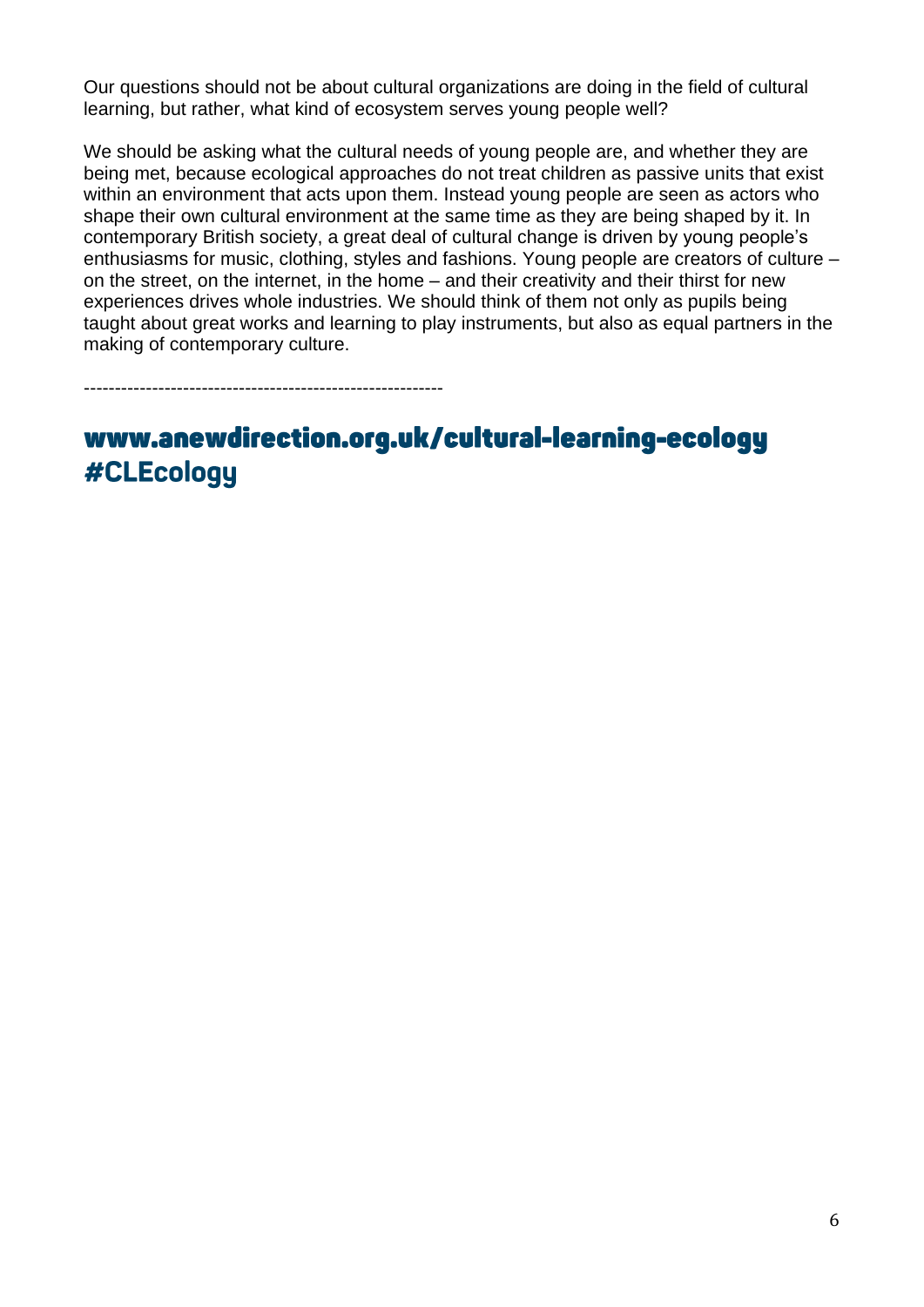Our questions should not be about cultural organizations are doing in the field of cultural learning, but rather, what kind of ecosystem serves young people well?

We should be asking what the cultural needs of young people are, and whether they are being met, because ecological approaches do not treat children as passive units that exist within an environment that acts upon them. Instead young people are seen as actors who shape their own cultural environment at the same time as they are being shaped by it. In contemporary British society, a great deal of cultural change is driven by young people's enthusiasms for music, clothing, styles and fashions. Young people are creators of culture – on the street, on the internet, in the home – and their creativity and their thirst for new experiences drives whole industries. We should think of them not only as pupils being taught about great works and learning to play instruments, but also as equal partners in the making of contemporary culture.

----------------------------------------------------------

**www.anewdirection.org.uk/cultural-learning-ecology**
**#CLEcology**